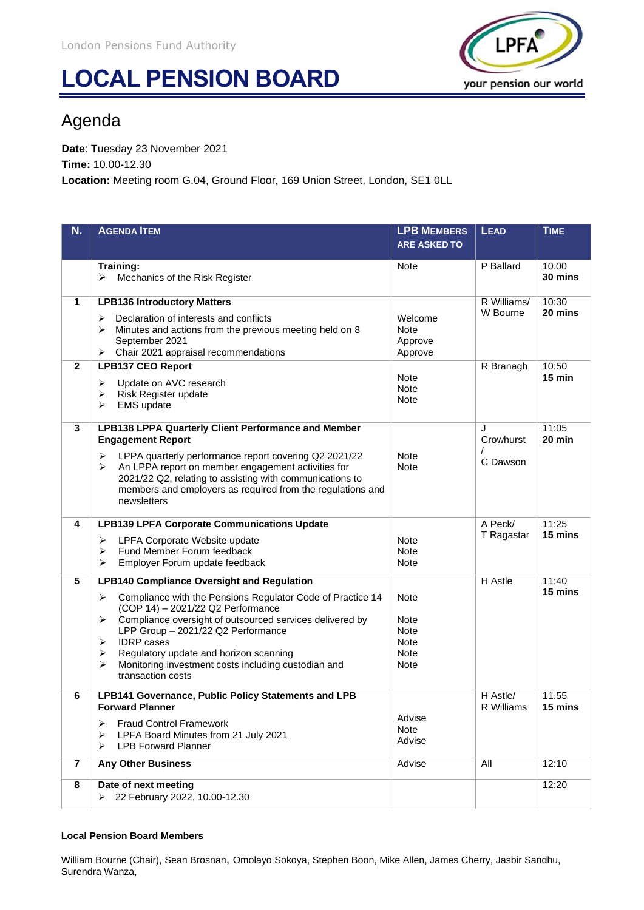London Pensions Fund Authority

# LOCAL PENSION BOARD

## Agenda

**Date**: Tuesday 23 November 2021
**Time:** 10.00-12.30
**Location:** Meeting room G.04, Ground Floor, 169 Union Street, London, SE1 0LL

| N. | AGENDA ITEM | LPB MEMBERS ARE ASKED TO | LEAD | TIME |
|---|---|---|---|---|
| | **Training:**<br>➢ Mechanics of the Risk Register | Note | P Ballard | 10.00<br>**30 mins** |
| 1 | **LPB136 Introductory Matters**<br>➢ Declaration of interests and conflicts<br>➢ Minutes and actions from the previous meeting held on 8 September 2021<br>➢ Chair 2021 appraisal recommendations | Welcome<br>Note<br>Approve<br>Approve | R Williams/ W Bourne | 10:30<br>**20 mins** |
| 2 | **LPB137 CEO Report**<br>➢ Update on AVC research<br>➢ Risk Register update<br>➢ EMS update | Note<br>Note<br>Note | R Branagh | 10:50<br>**15 min** |
| 3 | **LPB138 LPPA Quarterly Client Performance and Member Engagement Report**<br>➢ LPPA quarterly performance report covering Q2 2021/22<br>➢ An LPPA report on member engagement activities for 2021/22 Q2, relating to assisting with communications to members and employers as required from the regulations and newsletters | Note<br>Note | J Crowhurst / C Dawson | 11:05<br>**20 min** |
| 4 | **LPB139 LPFA Corporate Communications Update**<br>➢ LPFA Corporate Website update<br>➢ Fund Member Forum feedback<br>➢ Employer Forum update feedback | Note<br>Note<br>Note | A Peck/ T Ragastar | 11:25<br>**15 mins** |
| 5 | **LPB140 Compliance Oversight and Regulation**<br>➢ Compliance with the Pensions Regulator Code of Practice 14 (COP 14) – 2021/22 Q2 Performance<br>➢ Compliance oversight of outsourced services delivered by LPP Group – 2021/22 Q2 Performance<br>➢ IDRP cases<br>➢ Regulatory update and horizon scanning<br>➢ Monitoring investment costs including custodian and transaction costs | Note<br>Note<br>Note<br>Note<br>Note<br>Note | H Astle | 11:40<br>**15 mins** |
| 6 | **LPB141 Governance, Public Policy Statements and LPB Forward Planner**<br>➢ Fraud Control Framework<br>➢ LPFA Board Minutes from 21 July 2021<br>➢ LPB Forward Planner | Advise<br>Note<br>Advise | H Astle/ R Williams | 11.55<br>**15 mins** |
| 7 | **Any Other Business** | Advise | All | 12:10 |
| 8 | **Date of next meeting**<br>➢ 22 February 2022, 10.00-12.30 | | | 12:20 |

**Local Pension Board Members**

William Bourne (Chair), Sean Brosnan, Omolayo Sokoya, Stephen Boon, Mike Allen, James Cherry, Jasbir Sandhu, Surendra Wanza,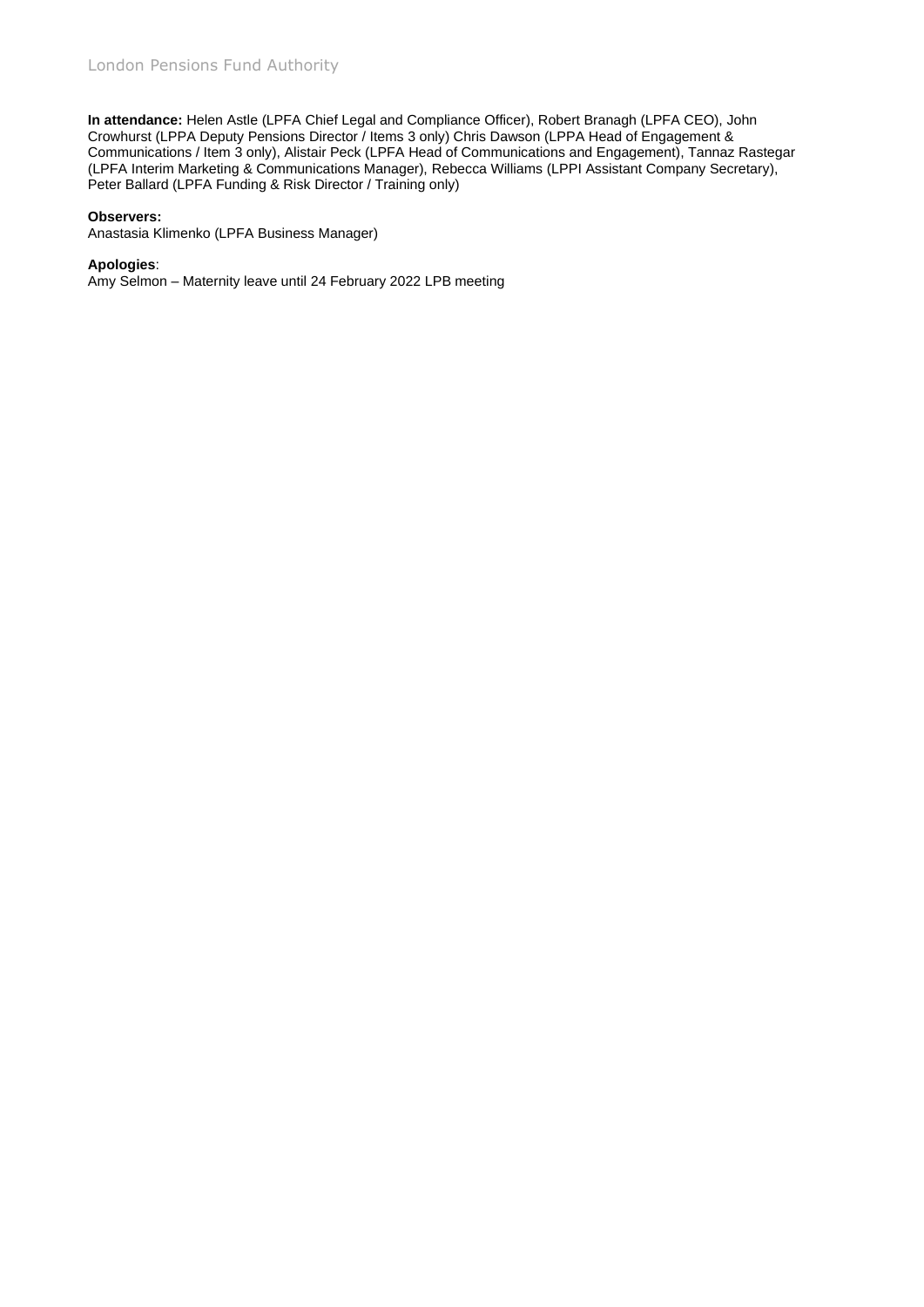**In attendance:** Helen Astle (LPFA Chief Legal and Compliance Officer), Robert Branagh (LPFA CEO), John Crowhurst (LPPA Deputy Pensions Director / Items 3 only) Chris Dawson (LPPA Head of Engagement & Communications / Item 3 only), Alistair Peck (LPFA Head of Communications and Engagement), Tannaz Rastegar (LPFA Interim Marketing & Communications Manager), Rebecca Williams (LPPI Assistant Company Secretary), Peter Ballard (LPFA Funding & Risk Director / Training only)

**Observers:**
Anastasia Klimenko (LPFA Business Manager)

**Apologies**:
Amy Selmon – Maternity leave until 24 February 2022 LPB meeting